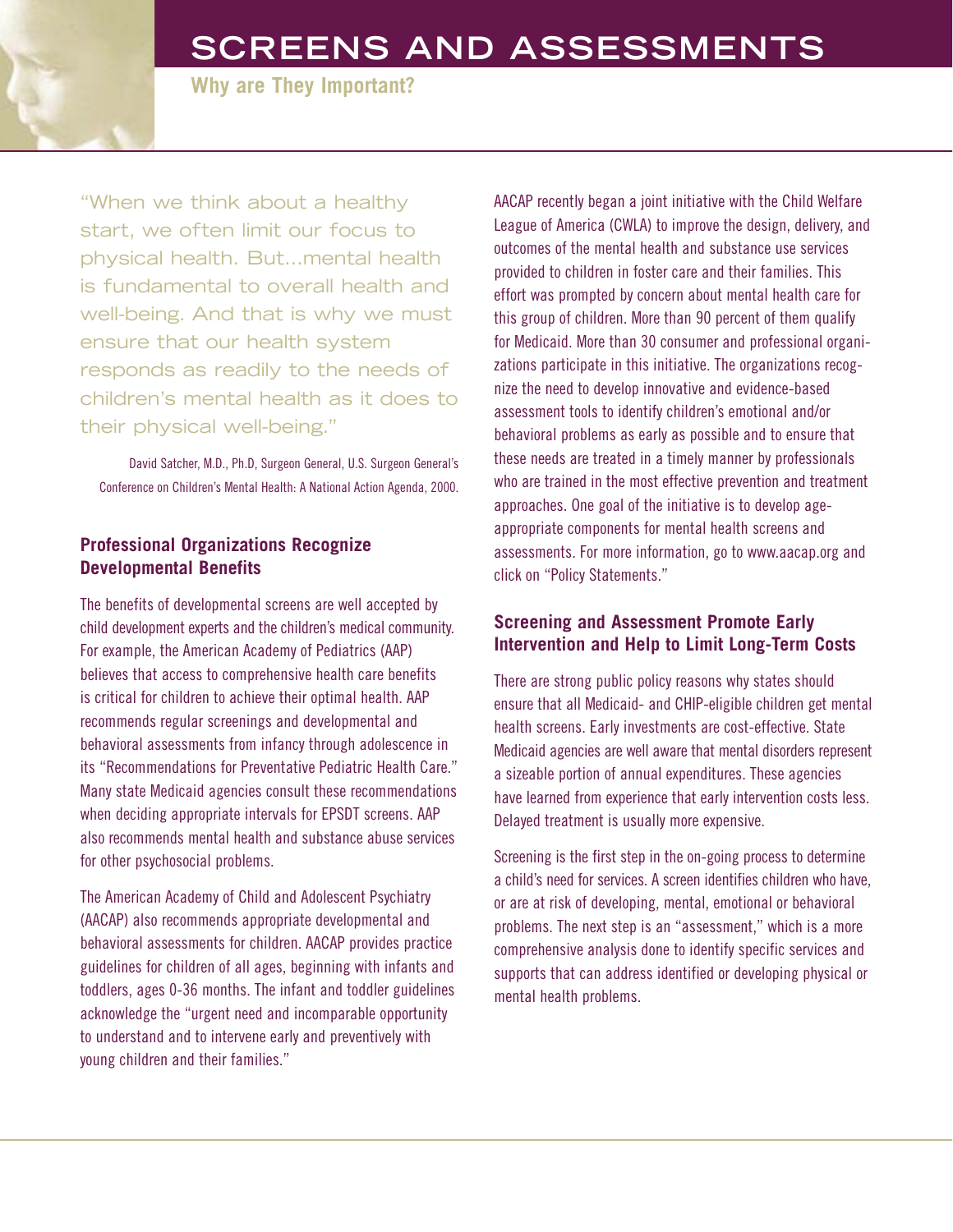# SCREENS AND ASSESSMENTS

## Why are They Important?

"When we think about a healthy start, we often limit our focus to physical health. But...mental health is fundamental to overall health and well-being. And that is why we must ensure that our health system responds as readily to the needs of children's mental health as it does to their physical well-being."

David Satcher, M.D., Ph.D, Surgeon General, U.S. Surgeon General's Conference on Children's Mental Health: A National Action Agenda, 2000.

### Professional Organizations Recognize Developmental Benefits

The benefits of developmental screens are well accepted by child development experts and the children's medical community. For example, the American Academy of Pediatrics (AAP) believes that access to comprehensive health care benefits is critical for children to achieve their optimal health. AAP recommends regular screenings and developmental and behavioral assessments from infancy through adolescence in its "Recommendations for Preventative Pediatric Health Care." Many state Medicaid agencies consult these recommendations when deciding appropriate intervals for EPSDT screens. AAP also recommends mental health and substance abuse services for other psychosocial problems.

The American Academy of Child and Adolescent Psychiatry (AACAP) also recommends appropriate developmental and behavioral assessments for children. AACAP provides practice guidelines for children of all ages, beginning with infants and toddlers, ages 0-36 months. The infant and toddler guidelines acknowledge the "urgent need and incomparable opportunity to understand and to intervene early and preventively with young children and their families."

AACAP recently began a joint initiative with the Child Welfare League of America (CWLA) to improve the design, delivery, and outcomes of the mental health and substance use services provided to children in foster care and their families. This effort was prompted by concern about mental health care for this group of children. More than 90 percent of them qualify for Medicaid. More than 30 consumer and professional organizations participate in this initiative. The organizations recognize the need to develop innovative and evidence-based assessment tools to identify children's emotional and/or behavioral problems as early as possible and to ensure that these needs are treated in a timely manner by professionals who are trained in the most effective prevention and treatment approaches. One goal of the initiative is to develop age-appropriate components for mental health screens and assessments. For more information, go to www.aacap.org and click on "Policy Statements."

### Screening and Assessment Promote Early Intervention and Help to Limit Long-Term Costs

There are strong public policy reasons why states should ensure that all Medicaid- and CHIP-eligible children get mental health screens. Early investments are cost-effective. State Medicaid agencies are well aware that mental disorders represent a sizeable portion of annual expenditures. These agencies have learned from experience that early intervention costs less. Delayed treatment is usually more expensive.

Screening is the first step in the on-going process to determine a child's need for services. A screen identifies children who have, or are at risk of developing, mental, emotional or behavioral problems. The next step is an "assessment," which is a more comprehensive analysis done to identify specific services and supports that can address identified or developing physical or mental health problems.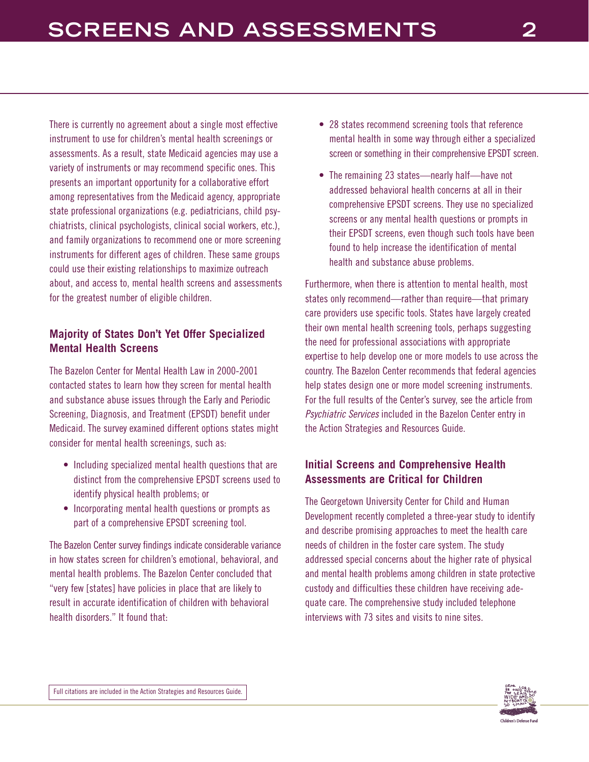There is currently no agreement about a single most effective instrument to use for children's mental health screenings or assessments. As a result, state Medicaid agencies may use a variety of instruments or may recommend specific ones. This presents an important opportunity for a collaborative effort among representatives from the Medicaid agency, appropriate state professional organizations (e.g. pediatricians, child psychiatrists, clinical psychologists, clinical social workers, etc.), and family organizations to recommend one or more screening instruments for different ages of children. These same groups could use their existing relationships to maximize outreach about, and access to, mental health screens and assessments for the greatest number of eligible children.

### Majority of States Don't Yet Offer Specialized Mental Health Screens

The Bazelon Center for Mental Health Law in 2000-2001 contacted states to learn how they screen for mental health and substance abuse issues through the Early and Periodic Screening, Diagnosis, and Treatment (EPSDT) benefit under Medicaid. The survey examined different options states might consider for mental health screenings, such as:

- Including specialized mental health questions that are distinct from the comprehensive EPSDT screens used to identify physical health problems; or
- Incorporating mental health questions or prompts as part of a comprehensive EPSDT screening tool.

The Bazelon Center survey findings indicate considerable variance in how states screen for children's emotional, behavioral, and mental health problems. The Bazelon Center concluded that "very few [states] have policies in place that are likely to result in accurate identification of children with behavioral health disorders." It found that:

- 28 states recommend screening tools that reference mental health in some way through either a specialized screen or something in their comprehensive EPSDT screen.
- The remaining 23 states—nearly half—have not addressed behavioral health concerns at all in their comprehensive EPSDT screens. They use no specialized screens or any mental health questions or prompts in their EPSDT screens, even though such tools have been found to help increase the identification of mental health and substance abuse problems.

Furthermore, when there is attention to mental health, most states only recommend—rather than require—that primary care providers use specific tools. States have largely created their own mental health screening tools, perhaps suggesting the need for professional associations with appropriate expertise to help develop one or more models to use across the country. The Bazelon Center recommends that federal agencies help states design one or more model screening instruments. For the full results of the Center's survey, see the article from *Psychiatric Services* included in the Bazelon Center entry in the Action Strategies and Resources Guide.

### Initial Screens and Comprehensive Health Assessments are Critical for Children

The Georgetown University Center for Child and Human Development recently completed a three-year study to identify and describe promising approaches to meet the health care needs of children in the foster care system. The study addressed special concerns about the higher rate of physical and mental health problems among children in state protective custody and difficulties these children have receiving adequate care. The comprehensive study included telephone interviews with 73 sites and visits to nine sites.

Full citations are included in the Action Strategies and Resources Guide.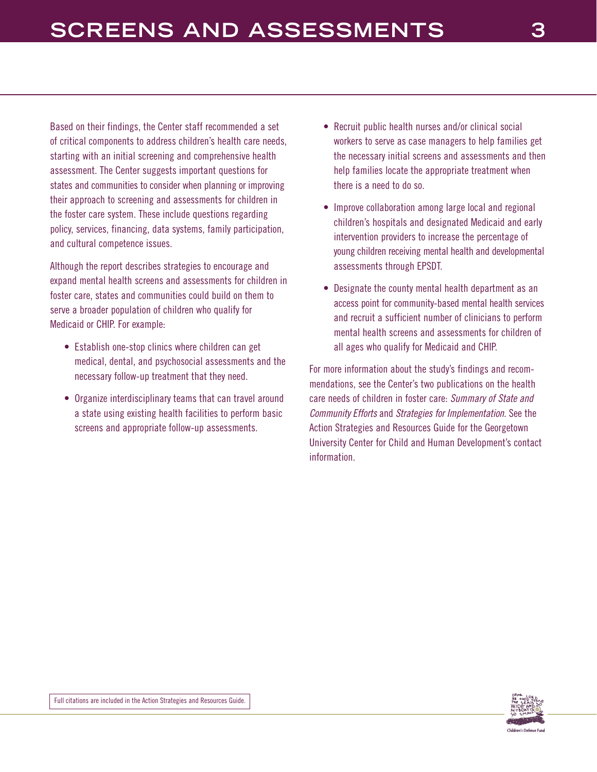Based on their findings, the Center staff recommended a set of critical components to address children's health care needs, starting with an initial screening and comprehensive health assessment. The Center suggests important questions for states and communities to consider when planning or improving their approach to screening and assessments for children in the foster care system. These include questions regarding policy, services, financing, data systems, family participation, and cultural competence issues.

Although the report describes strategies to encourage and expand mental health screens and assessments for children in foster care, states and communities could build on them to serve a broader population of children who qualify for Medicaid or CHIP. For example:

- Establish one-stop clinics where children can get medical, dental, and psychosocial assessments and the necessary follow-up treatment that they need.
- Organize interdisciplinary teams that can travel around a state using existing health facilities to perform basic screens and appropriate follow-up assessments.
- Recruit public health nurses and/or clinical social workers to serve as case managers to help families get the necessary initial screens and assessments and then help families locate the appropriate treatment when there is a need to do so.
- Improve collaboration among large local and regional children's hospitals and designated Medicaid and early intervention providers to increase the percentage of young children receiving mental health and developmental assessments through EPSDT.
- Designate the county mental health department as an access point for community-based mental health services and recruit a sufficient number of clinicians to perform mental health screens and assessments for children of all ages who qualify for Medicaid and CHIP.

For more information about the study's findings and recommendations, see the Center's two publications on the health care needs of children in foster care: *Summary of State and Community Efforts* and *Strategies for Implementation.* See the Action Strategies and Resources Guide for the Georgetown University Center for Child and Human Development's contact information.

Full citations are included in the Action Strategies and Resources Guide.